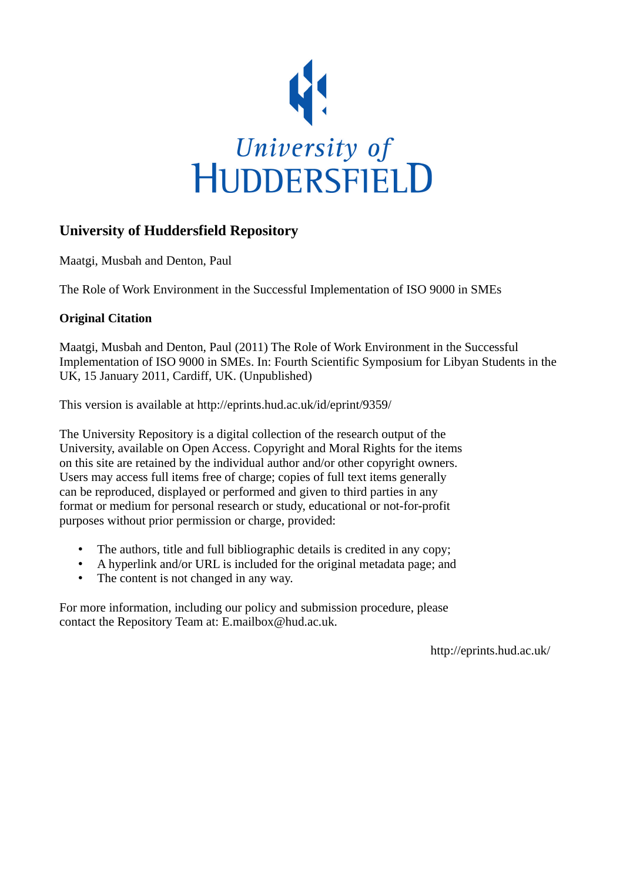University of HUDDERSFIELD

# University of Huddersfield Repository

Maatgi, Musbah and Denton, Paul

The Role of Work Environment in the Successful Implementation of ISO 9000 in SMEs

### Original Citation

Maatgi, Musbah and Denton, Paul (2011) The Role of Work Environment in the Successful Implementation of ISO 9000 in SMEs. In: Fourth Scientific Symposium for Libyan Students in the UK, 15 January 2011, Cardiff, UK. (Unpublished)

This version is available at http://eprints.hud.ac.uk/id/eprint/9359/

The University Repository is a digital collection of the research output of the University, available on Open Access. Copyright and Moral Rights for the items on this site are retained by the individual author and/or other copyright owners. Users may access full items free of charge; copies of full text items generally can be reproduced, displayed or performed and given to third parties in any format or medium for personal research or study, educational or not-for-profit purposes without prior permission or charge, provided:

- The authors, title and full bibliographic details is credited in any copy;
- A hyperlink and/or URL is included for the original metadata page; and
- The content is not changed in any way.

For more information, including our policy and submission procedure, please contact the Repository Team at: E.mailbox@hud.ac.uk.

http://eprints.hud.ac.uk/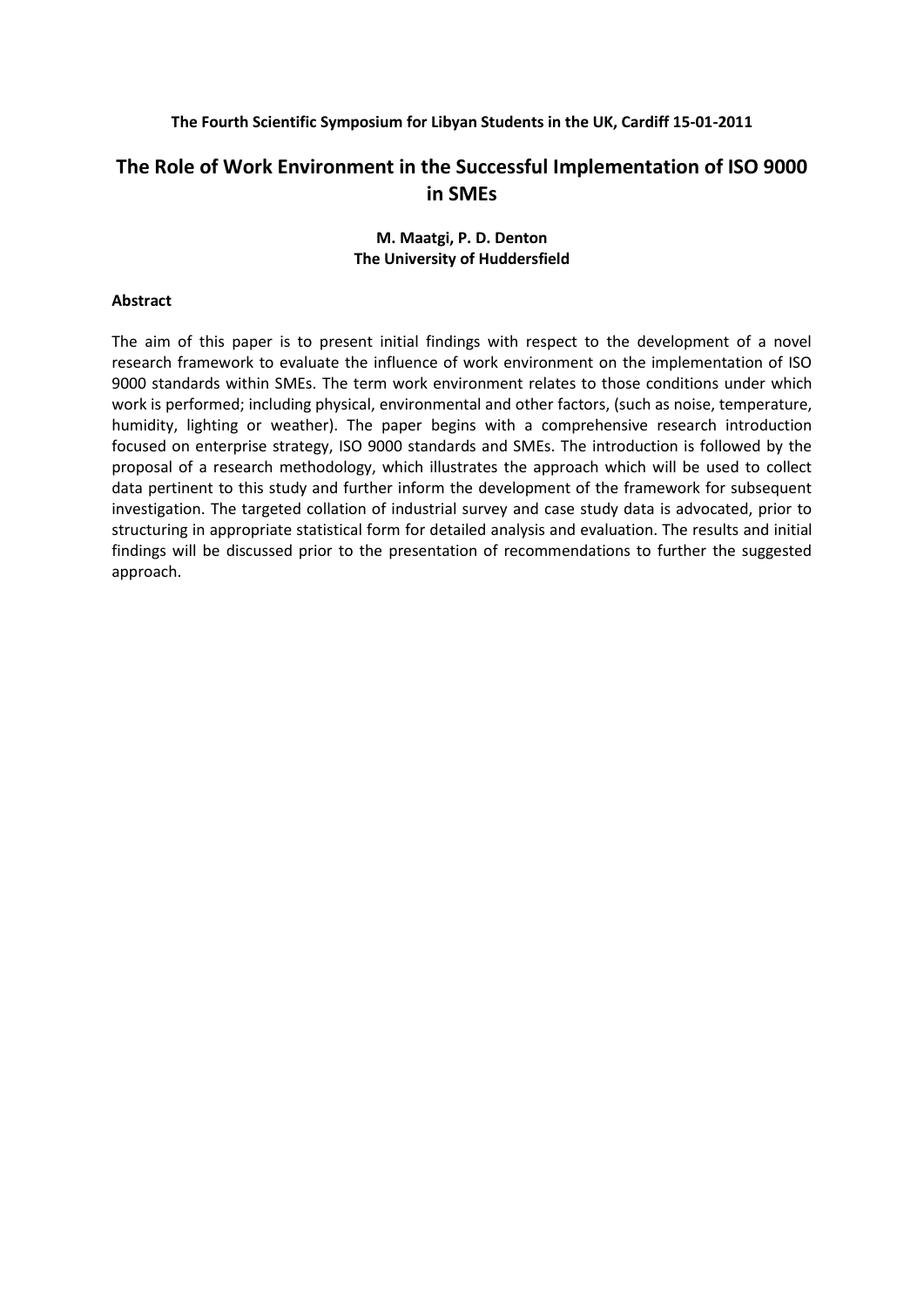The Fourth Scientific Symposium for Libyan Students in the UK, Cardiff 15-01-2011

# The Role of Work Environment in the Successful Implementation of ISO 9000 in SMEs

**M. Maatgi, P. D. Denton**
**The University of Huddersfield**

### Abstract

The aim of this paper is to present initial findings with respect to the development of a novel research framework to evaluate the influence of work environment on the implementation of ISO 9000 standards within SMEs. The term work environment relates to those conditions under which work is performed; including physical, environmental and other factors, (such as noise, temperature, humidity, lighting or weather). The paper begins with a comprehensive research introduction focused on enterprise strategy, ISO 9000 standards and SMEs. The introduction is followed by the proposal of a research methodology, which illustrates the approach which will be used to collect data pertinent to this study and further inform the development of the framework for subsequent investigation. The targeted collation of industrial survey and case study data is advocated, prior to structuring in appropriate statistical form for detailed analysis and evaluation. The results and initial findings will be discussed prior to the presentation of recommendations to further the suggested approach.